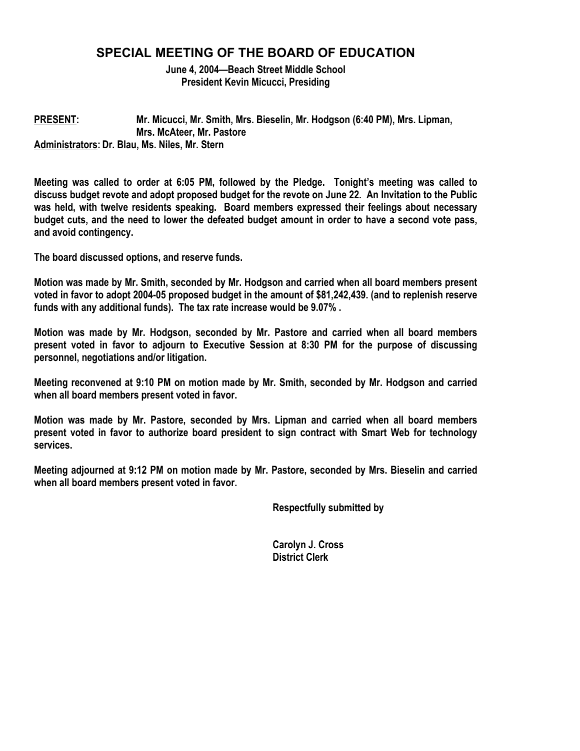# SPECIAL MEETING OF THE BOARD OF EDUCATION

**June 4, 2004—Beach Street Middle School**
**President Kevin Micucci, Presiding**

**PRESENT:** Mr. Micucci, Mr. Smith, Mrs. Bieselin, Mr. Hodgson (6:40 PM), Mrs. Lipman, Mrs. McAteer, Mr. Pastore
**Administrators:** Dr. Blau, Ms. Niles, Mr. Stern

Meeting was called to order at 6:05 PM, followed by the Pledge. Tonight's meeting was called to discuss budget revote and adopt proposed budget for the revote on June 22. An Invitation to the Public was held, with twelve residents speaking. Board members expressed their feelings about necessary budget cuts, and the need to lower the defeated budget amount in order to have a second vote pass, and avoid contingency.

The board discussed options, and reserve funds.

Motion was made by Mr. Smith, seconded by Mr. Hodgson and carried when all board members present voted in favor to adopt 2004-05 proposed budget in the amount of $81,242,439. (and to replenish reserve funds with any additional funds). The tax rate increase would be 9.07% .

Motion was made by Mr. Hodgson, seconded by Mr. Pastore and carried when all board members present voted in favor to adjourn to Executive Session at 8:30 PM for the purpose of discussing personnel, negotiations and/or litigation.

Meeting reconvened at 9:10 PM on motion made by Mr. Smith, seconded by Mr. Hodgson and carried when all board members present voted in favor.

Motion was made by Mr. Pastore, seconded by Mrs. Lipman and carried when all board members present voted in favor to authorize board president to sign contract with Smart Web for technology services.

Meeting adjourned at 9:12 PM on motion made by Mr. Pastore, seconded by Mrs. Bieselin and carried when all board members present voted in favor.

Respectfully submitted by

Carolyn J. Cross
District Clerk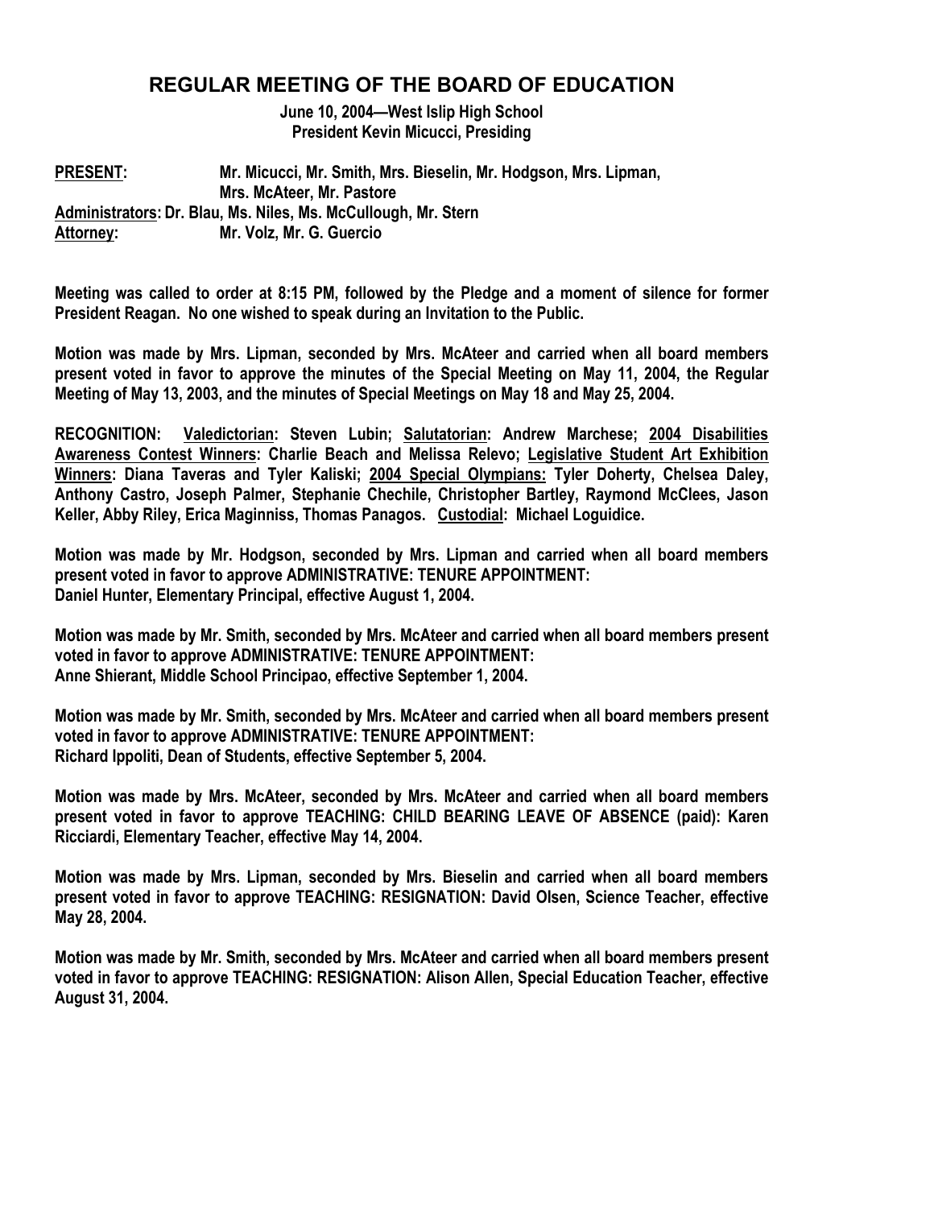## REGULAR MEETING OF THE BOARD OF EDUCATION

**June 10, 2004—West Islip High School**
**President Kevin Micucci, Presiding**

**PRESENT:** Mr. Micucci, Mr. Smith, Mrs. Bieselin, Mr. Hodgson, Mrs. Lipman, Mrs. McAteer, Mr. Pastore
**Administrators:** Dr. Blau, Ms. Niles, Ms. McCullough, Mr. Stern
**Attorney:** Mr. Volz, Mr. G. Guercio

**Meeting was called to order at 8:15 PM, followed by the Pledge and a moment of silence for former President Reagan. No one wished to speak during an Invitation to the Public.**

**Motion was made by Mrs. Lipman, seconded by Mrs. McAteer and carried when all board members present voted in favor to approve the minutes of the Special Meeting on May 11, 2004, the Regular Meeting of May 13, 2003, and the minutes of Special Meetings on May 18 and May 25, 2004.**

**RECOGNITION: Valedictorian: Steven Lubin; Salutatorian: Andrew Marchese; 2004 Disabilities Awareness Contest Winners: Charlie Beach and Melissa Relevo; Legislative Student Art Exhibition Winners: Diana Taveras and Tyler Kaliski; 2004 Special Olympians: Tyler Doherty, Chelsea Daley, Anthony Castro, Joseph Palmer, Stephanie Chechile, Christopher Bartley, Raymond McClees, Jason Keller, Abby Riley, Erica Maginniss, Thomas Panagos. Custodial: Michael Loguidice.**

**Motion was made by Mr. Hodgson, seconded by Mrs. Lipman and carried when all board members present voted in favor to approve ADMINISTRATIVE: TENURE APPOINTMENT: Daniel Hunter, Elementary Principal, effective August 1, 2004.**

**Motion was made by Mr. Smith, seconded by Mrs. McAteer and carried when all board members present voted in favor to approve ADMINISTRATIVE: TENURE APPOINTMENT: Anne Shierant, Middle School Principao, effective September 1, 2004.**

**Motion was made by Mr. Smith, seconded by Mrs. McAteer and carried when all board members present voted in favor to approve ADMINISTRATIVE: TENURE APPOINTMENT: Richard Ippoliti, Dean of Students, effective September 5, 2004.**

**Motion was made by Mrs. McAteer, seconded by Mrs. McAteer and carried when all board members present voted in favor to approve TEACHING: CHILD BEARING LEAVE OF ABSENCE (paid): Karen Ricciardi, Elementary Teacher, effective May 14, 2004.**

**Motion was made by Mrs. Lipman, seconded by Mrs. Bieselin and carried when all board members present voted in favor to approve TEACHING: RESIGNATION: David Olsen, Science Teacher, effective May 28, 2004.**

**Motion was made by Mr. Smith, seconded by Mrs. McAteer and carried when all board members present voted in favor to approve TEACHING: RESIGNATION: Alison Allen, Special Education Teacher, effective August 31, 2004.**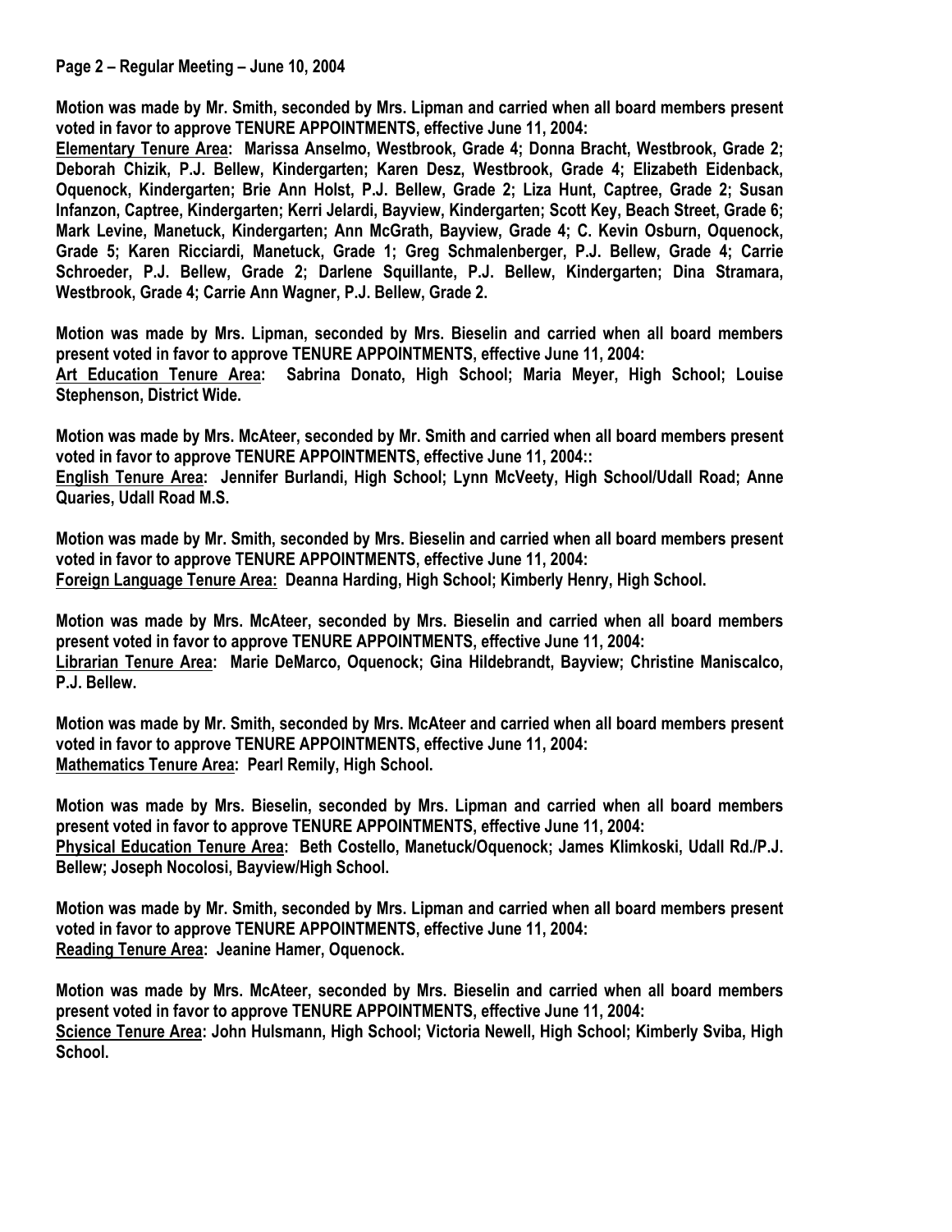**Motion was made by Mr. Smith, seconded by Mrs. Lipman and carried when all board members present voted in favor to approve TENURE APPOINTMENTS, effective June 11, 2004:**
**<u>Elementary Tenure Area</u>: Marissa Anselmo, Westbrook, Grade 4; Donna Bracht, Westbrook, Grade 2; Deborah Chizik, P.J. Bellew, Kindergarten; Karen Desz, Westbrook, Grade 4; Elizabeth Eidenback, Oquenock, Kindergarten; Brie Ann Holst, P.J. Bellew, Grade 2; Liza Hunt, Captree, Grade 2; Susan Infanzon, Captree, Kindergarten; Kerri Jelardi, Bayview, Kindergarten; Scott Key, Beach Street, Grade 6; Mark Levine, Manetuck, Kindergarten; Ann McGrath, Bayview, Grade 4; C. Kevin Osburn, Oquenock, Grade 5; Karen Ricciardi, Manetuck, Grade 1; Greg Schmalenberger, P.J. Bellew, Grade 4; Carrie Schroeder, P.J. Bellew, Grade 2; Darlene Squillante, P.J. Bellew, Kindergarten; Dina Stramara, Westbrook, Grade 4; Carrie Ann Wagner, P.J. Bellew, Grade 2.**

**Motion was made by Mrs. Lipman, seconded by Mrs. Bieselin and carried when all board members present voted in favor to approve TENURE APPOINTMENTS, effective June 11, 2004:**
**<u>Art Education Tenure Area</u>: Sabrina Donato, High School; Maria Meyer, High School; Louise Stephenson, District Wide.**

**Motion was made by Mrs. McAteer, seconded by Mr. Smith and carried when all board members present voted in favor to approve TENURE APPOINTMENTS, effective June 11, 2004::**
**<u>English Tenure Area</u>: Jennifer Burlandi, High School; Lynn McVeety, High School/Udall Road; Anne Quaries, Udall Road M.S.**

**Motion was made by Mr. Smith, seconded by Mrs. Bieselin and carried when all board members present voted in favor to approve TENURE APPOINTMENTS, effective June 11, 2004:**
**<u>Foreign Language Tenure Area:</u> Deanna Harding, High School; Kimberly Henry, High School.**

**Motion was made by Mrs. McAteer, seconded by Mrs. Bieselin and carried when all board members present voted in favor to approve TENURE APPOINTMENTS, effective June 11, 2004:**
**<u>Librarian Tenure Area</u>: Marie DeMarco, Oquenock; Gina Hildebrandt, Bayview; Christine Maniscalco, P.J. Bellew.**

**Motion was made by Mr. Smith, seconded by Mrs. McAteer and carried when all board members present voted in favor to approve TENURE APPOINTMENTS, effective June 11, 2004:**
**<u>Mathematics Tenure Area</u>: Pearl Remily, High School.**

**Motion was made by Mrs. Bieselin, seconded by Mrs. Lipman and carried when all board members present voted in favor to approve TENURE APPOINTMENTS, effective June 11, 2004:**
**<u>Physical Education Tenure Area</u>: Beth Costello, Manetuck/Oquenock; James Klimkoski, Udall Rd./P.J. Bellew; Joseph Nocolosi, Bayview/High School.**

**Motion was made by Mr. Smith, seconded by Mrs. Lipman and carried when all board members present voted in favor to approve TENURE APPOINTMENTS, effective June 11, 2004:**
**<u>Reading Tenure Area</u>: Jeanine Hamer, Oquenock.**

**Motion was made by Mrs. McAteer, seconded by Mrs. Bieselin and carried when all board members present voted in favor to approve TENURE APPOINTMENTS, effective June 11, 2004:**
**<u>Science Tenure Area</u>: John Hulsmann, High School; Victoria Newell, High School; Kimberly Sviba, High School.**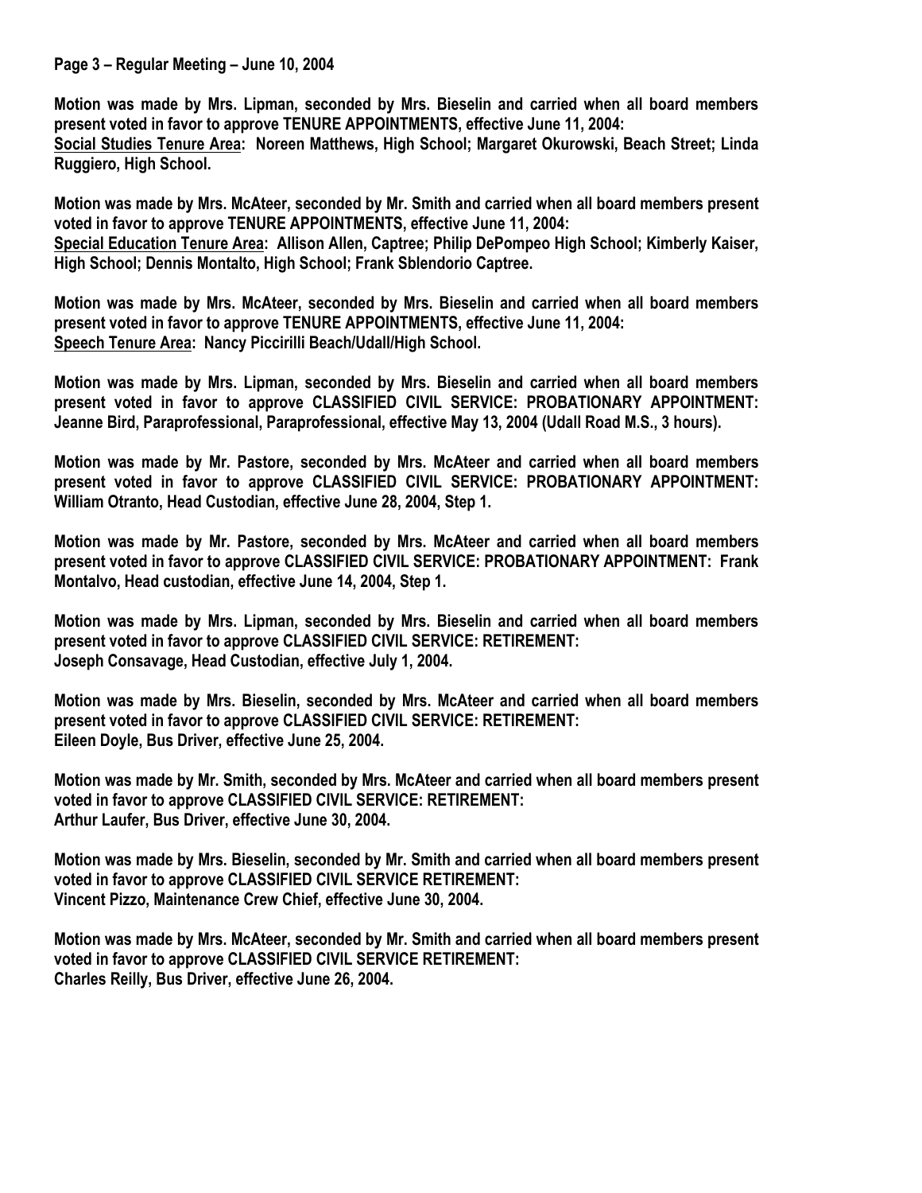**Motion was made by Mrs. Lipman, seconded by Mrs. Bieselin and carried when all board members present voted in favor to approve TENURE APPOINTMENTS, effective June 11, 2004:**
**<u>Social Studies Tenure Area</u>: Noreen Matthews, High School; Margaret Okurowski, Beach Street; Linda Ruggiero, High School.**

**Motion was made by Mrs. McAteer, seconded by Mr. Smith and carried when all board members present voted in favor to approve TENURE APPOINTMENTS, effective June 11, 2004:**
**<u>Special Education Tenure Area</u>: Allison Allen, Captree; Philip DePompeo High School; Kimberly Kaiser, High School; Dennis Montalto, High School; Frank Sblendorio Captree.**

**Motion was made by Mrs. McAteer, seconded by Mrs. Bieselin and carried when all board members present voted in favor to approve TENURE APPOINTMENTS, effective June 11, 2004:**
**<u>Speech Tenure Area</u>: Nancy Piccirilli Beach/Udall/High School.**

**Motion was made by Mrs. Lipman, seconded by Mrs. Bieselin and carried when all board members present voted in favor to approve CLASSIFIED CIVIL SERVICE: PROBATIONARY APPOINTMENT: Jeanne Bird, Paraprofessional, Paraprofessional, effective May 13, 2004 (Udall Road M.S., 3 hours).**

**Motion was made by Mr. Pastore, seconded by Mrs. McAteer and carried when all board members present voted in favor to approve CLASSIFIED CIVIL SERVICE: PROBATIONARY APPOINTMENT: William Otranto, Head Custodian, effective June 28, 2004, Step 1.**

**Motion was made by Mr. Pastore, seconded by Mrs. McAteer and carried when all board members present voted in favor to approve CLASSIFIED CIVIL SERVICE: PROBATIONARY APPOINTMENT: Frank Montalvo, Head custodian, effective June 14, 2004, Step 1.**

**Motion was made by Mrs. Lipman, seconded by Mrs. Bieselin and carried when all board members present voted in favor to approve CLASSIFIED CIVIL SERVICE: RETIREMENT:**
**Joseph Consavage, Head Custodian, effective July 1, 2004.**

**Motion was made by Mrs. Bieselin, seconded by Mrs. McAteer and carried when all board members present voted in favor to approve CLASSIFIED CIVIL SERVICE: RETIREMENT:**
**Eileen Doyle, Bus Driver, effective June 25, 2004.**

**Motion was made by Mr. Smith, seconded by Mrs. McAteer and carried when all board members present voted in favor to approve CLASSIFIED CIVIL SERVICE: RETIREMENT:**
**Arthur Laufer, Bus Driver, effective June 30, 2004.**

**Motion was made by Mrs. Bieselin, seconded by Mr. Smith and carried when all board members present voted in favor to approve CLASSIFIED CIVIL SERVICE RETIREMENT:**
**Vincent Pizzo, Maintenance Crew Chief, effective June 30, 2004.**

**Motion was made by Mrs. McAteer, seconded by Mr. Smith and carried when all board members present voted in favor to approve CLASSIFIED CIVIL SERVICE RETIREMENT:**
**Charles Reilly, Bus Driver, effective June 26, 2004.**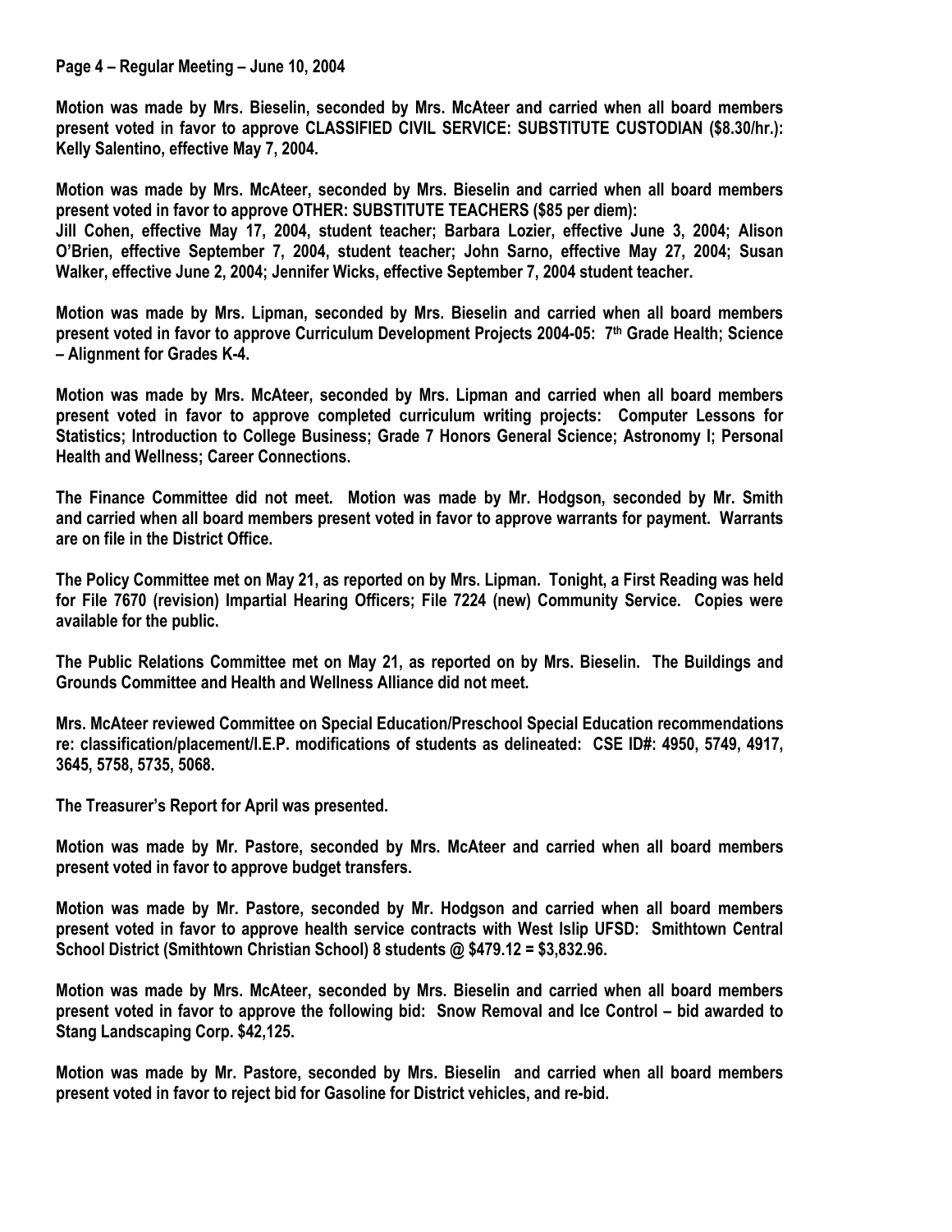**Motion was made by Mrs. Bieselin, seconded by Mrs. McAteer and carried when all board members present voted in favor to approve CLASSIFIED CIVIL SERVICE: SUBSTITUTE CUSTODIAN ($8.30/hr.): Kelly Salentino, effective May 7, 2004.**

**Motion was made by Mrs. McAteer, seconded by Mrs. Bieselin and carried when all board members present voted in favor to approve OTHER: SUBSTITUTE TEACHERS ($85 per diem):**
**Jill Cohen, effective May 17, 2004, student teacher; Barbara Lozier, effective June 3, 2004; Alison O'Brien, effective September 7, 2004, student teacher; John Sarno, effective May 27, 2004; Susan Walker, effective June 2, 2004; Jennifer Wicks, effective September 7, 2004 student teacher.**

**Motion was made by Mrs. Lipman, seconded by Mrs. Bieselin and carried when all board members present voted in favor to approve Curriculum Development Projects 2004-05: 7th Grade Health; Science – Alignment for Grades K-4.**

**Motion was made by Mrs. McAteer, seconded by Mrs. Lipman and carried when all board members present voted in favor to approve completed curriculum writing projects: Computer Lessons for Statistics; Introduction to College Business; Grade 7 Honors General Science; Astronomy I; Personal Health and Wellness; Career Connections.**

**The Finance Committee did not meet. Motion was made by Mr. Hodgson, seconded by Mr. Smith and carried when all board members present voted in favor to approve warrants for payment. Warrants are on file in the District Office.**

**The Policy Committee met on May 21, as reported on by Mrs. Lipman. Tonight, a First Reading was held for File 7670 (revision) Impartial Hearing Officers; File 7224 (new) Community Service. Copies were available for the public.**

**The Public Relations Committee met on May 21, as reported on by Mrs. Bieselin. The Buildings and Grounds Committee and Health and Wellness Alliance did not meet.**

**Mrs. McAteer reviewed Committee on Special Education/Preschool Special Education recommendations re: classification/placement/I.E.P. modifications of students as delineated: CSE ID#: 4950, 5749, 4917, 3645, 5758, 5735, 5068.**

**The Treasurer's Report for April was presented.**

**Motion was made by Mr. Pastore, seconded by Mrs. McAteer and carried when all board members present voted in favor to approve budget transfers.**

**Motion was made by Mr. Pastore, seconded by Mr. Hodgson and carried when all board members present voted in favor to approve health service contracts with West Islip UFSD: Smithtown Central School District (Smithtown Christian School) 8 students @ $479.12 = $3,832.96.**

**Motion was made by Mrs. McAteer, seconded by Mrs. Bieselin and carried when all board members present voted in favor to approve the following bid: Snow Removal and Ice Control – bid awarded to Stang Landscaping Corp. $42,125.**

**Motion was made by Mr. Pastore, seconded by Mrs. Bieselin and carried when all board members present voted in favor to reject bid for Gasoline for District vehicles, and re-bid.**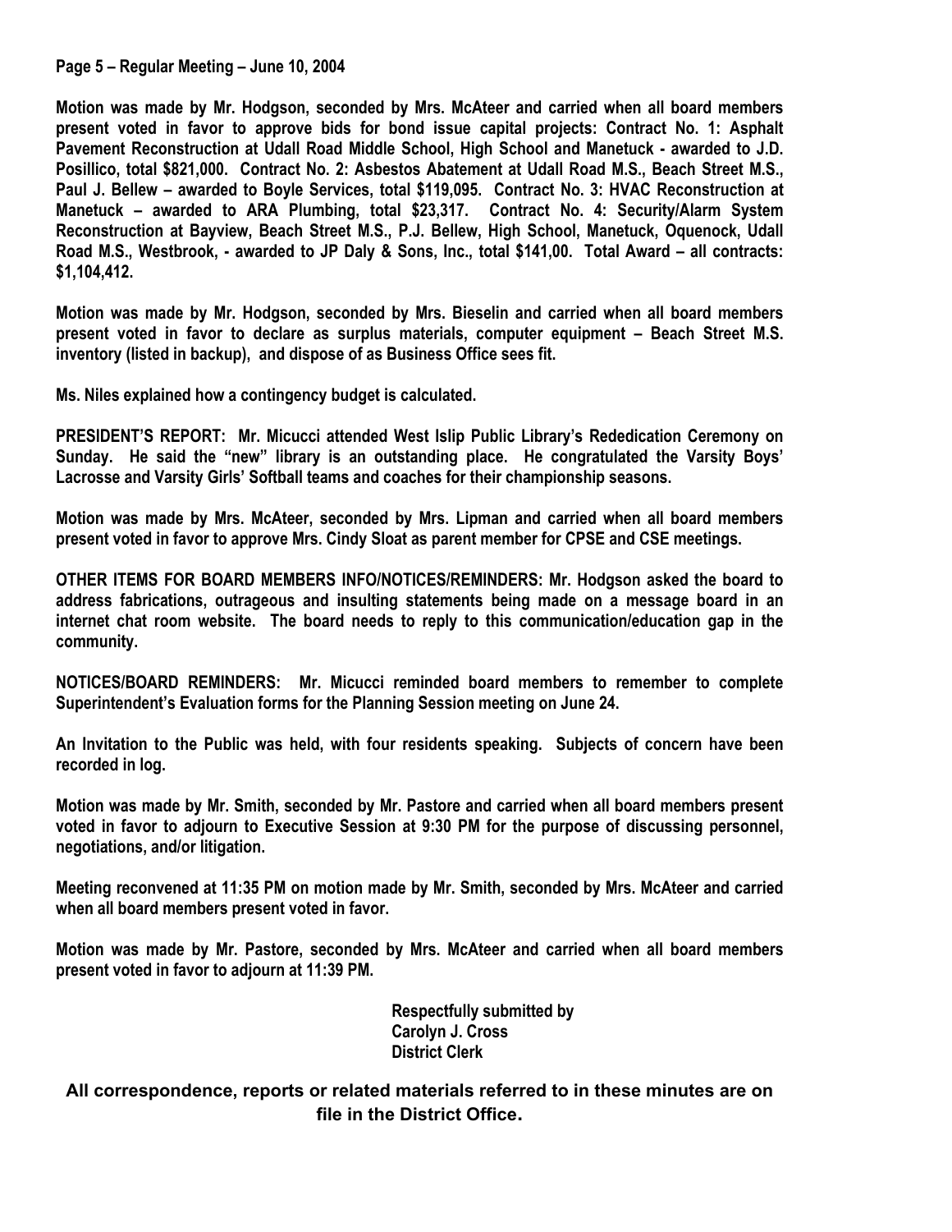Motion was made by Mr. Hodgson, seconded by Mrs. McAteer and carried when all board members present voted in favor to approve bids for bond issue capital projects: Contract No. 1: Asphalt Pavement Reconstruction at Udall Road Middle School, High School and Manetuck - awarded to J.D. Posillico, total $821,000. Contract No. 2: Asbestos Abatement at Udall Road M.S., Beach Street M.S., Paul J. Bellew – awarded to Boyle Services, total $119,095. Contract No. 3: HVAC Reconstruction at Manetuck – awarded to ARA Plumbing, total $23,317. Contract No. 4: Security/Alarm System Reconstruction at Bayview, Beach Street M.S., P.J. Bellew, High School, Manetuck, Oquenock, Udall Road M.S., Westbrook, - awarded to JP Daly & Sons, Inc., total $141,00. Total Award – all contracts: $1,104,412.

Motion was made by Mr. Hodgson, seconded by Mrs. Bieselin and carried when all board members present voted in favor to declare as surplus materials, computer equipment – Beach Street M.S. inventory (listed in backup), and dispose of as Business Office sees fit.

Ms. Niles explained how a contingency budget is calculated.

PRESIDENT'S REPORT: Mr. Micucci attended West Islip Public Library's Rededication Ceremony on Sunday. He said the "new" library is an outstanding place. He congratulated the Varsity Boys' Lacrosse and Varsity Girls' Softball teams and coaches for their championship seasons.

Motion was made by Mrs. McAteer, seconded by Mrs. Lipman and carried when all board members present voted in favor to approve Mrs. Cindy Sloat as parent member for CPSE and CSE meetings.

OTHER ITEMS FOR BOARD MEMBERS INFO/NOTICES/REMINDERS: Mr. Hodgson asked the board to address fabrications, outrageous and insulting statements being made on a message board in an internet chat room website. The board needs to reply to this communication/education gap in the community.

NOTICES/BOARD REMINDERS: Mr. Micucci reminded board members to remember to complete Superintendent's Evaluation forms for the Planning Session meeting on June 24.

An Invitation to the Public was held, with four residents speaking. Subjects of concern have been recorded in log.

Motion was made by Mr. Smith, seconded by Mr. Pastore and carried when all board members present voted in favor to adjourn to Executive Session at 9:30 PM for the purpose of discussing personnel, negotiations, and/or litigation.

Meeting reconvened at 11:35 PM on motion made by Mr. Smith, seconded by Mrs. McAteer and carried when all board members present voted in favor.

Motion was made by Mr. Pastore, seconded by Mrs. McAteer and carried when all board members present voted in favor to adjourn at 11:39 PM.

Respectfully submitted by
Carolyn J. Cross
District Clerk

**All correspondence, reports or related materials referred to in these minutes are on file in the District Office.**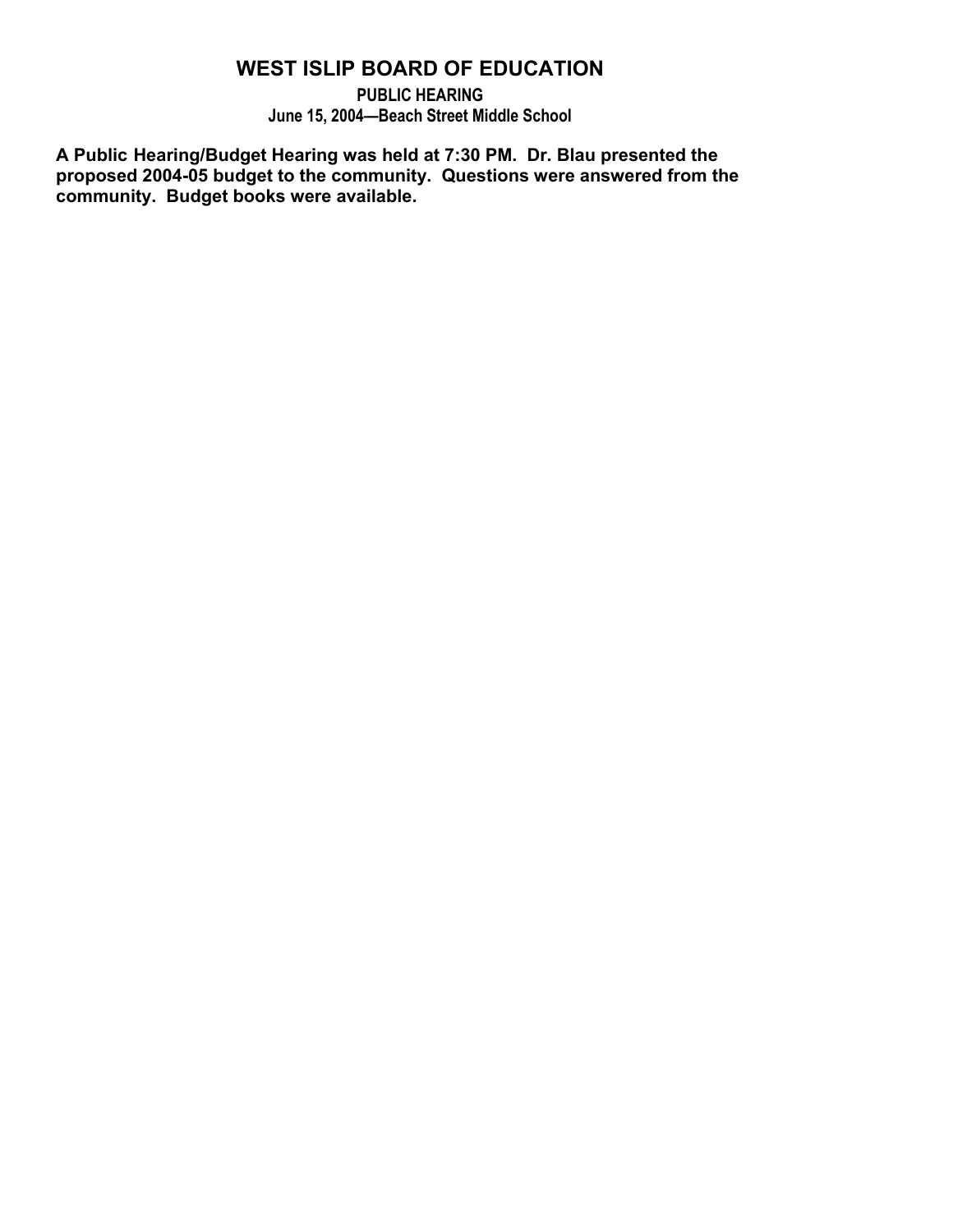# WEST ISLIP BOARD OF EDUCATION

### PUBLIC HEARING

### June 15, 2004—Beach Street Middle School

**A Public Hearing/Budget Hearing was held at 7:30 PM. Dr. Blau presented the proposed 2004-05 budget to the community. Questions were answered from the community. Budget books were available.**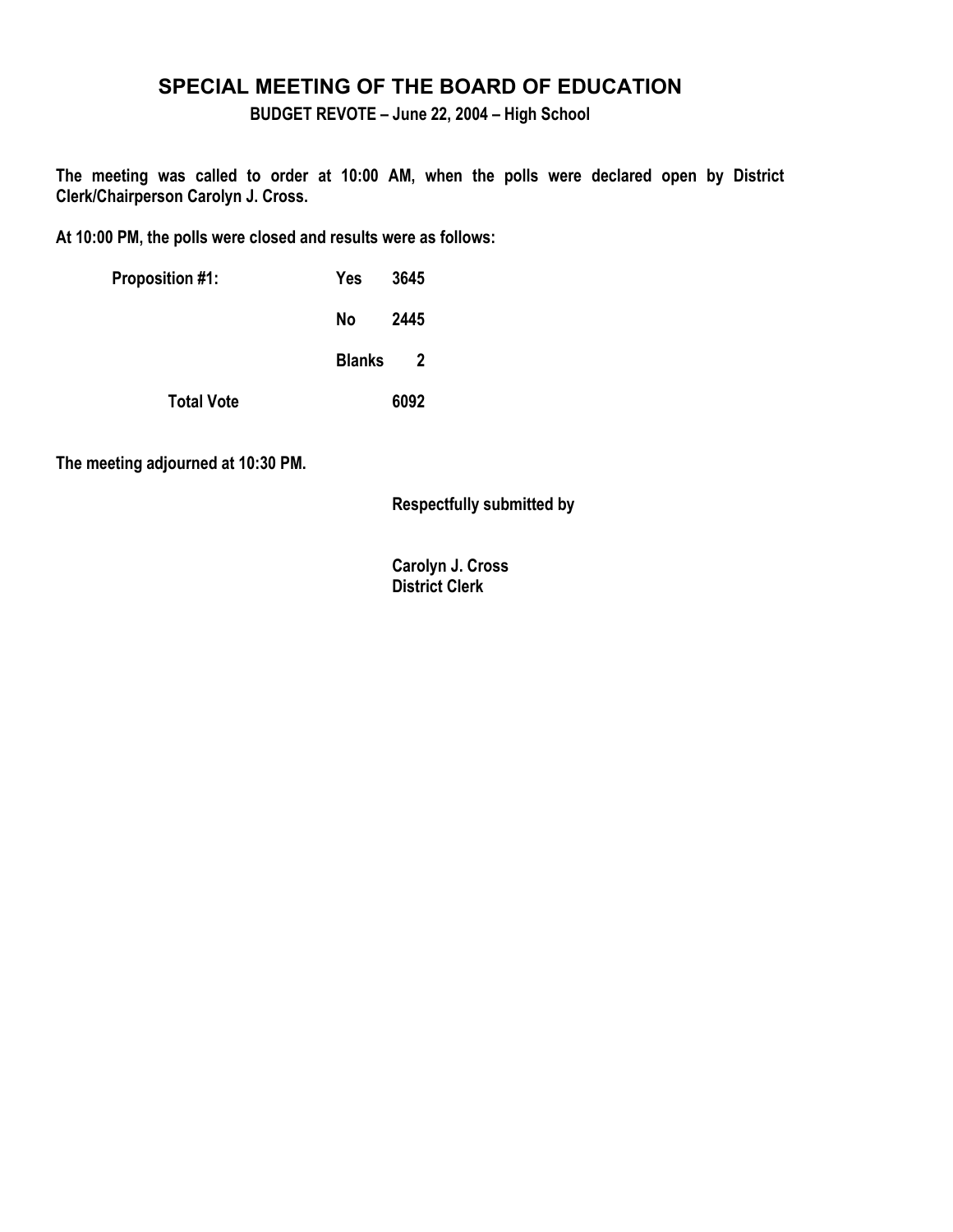# SPECIAL MEETING OF THE BOARD OF EDUCATION

**BUDGET REVOTE – June 22, 2004 – High School**

**The meeting was called to order at 10:00 AM, when the polls were declared open by District Clerk/Chairperson Carolyn J. Cross.**

**At 10:00 PM, the polls were closed and results were as follows:**

| | | |
|---|---|---|
| **Proposition #1:** | **Yes** | **3645** |
| | **No** | **2445** |
| | **Blanks** | **2** |
| **Total Vote** | | **6092** |

**The meeting adjourned at 10:30 PM.**

**Respectfully submitted by**

**Carolyn J. Cross**
**District Clerk**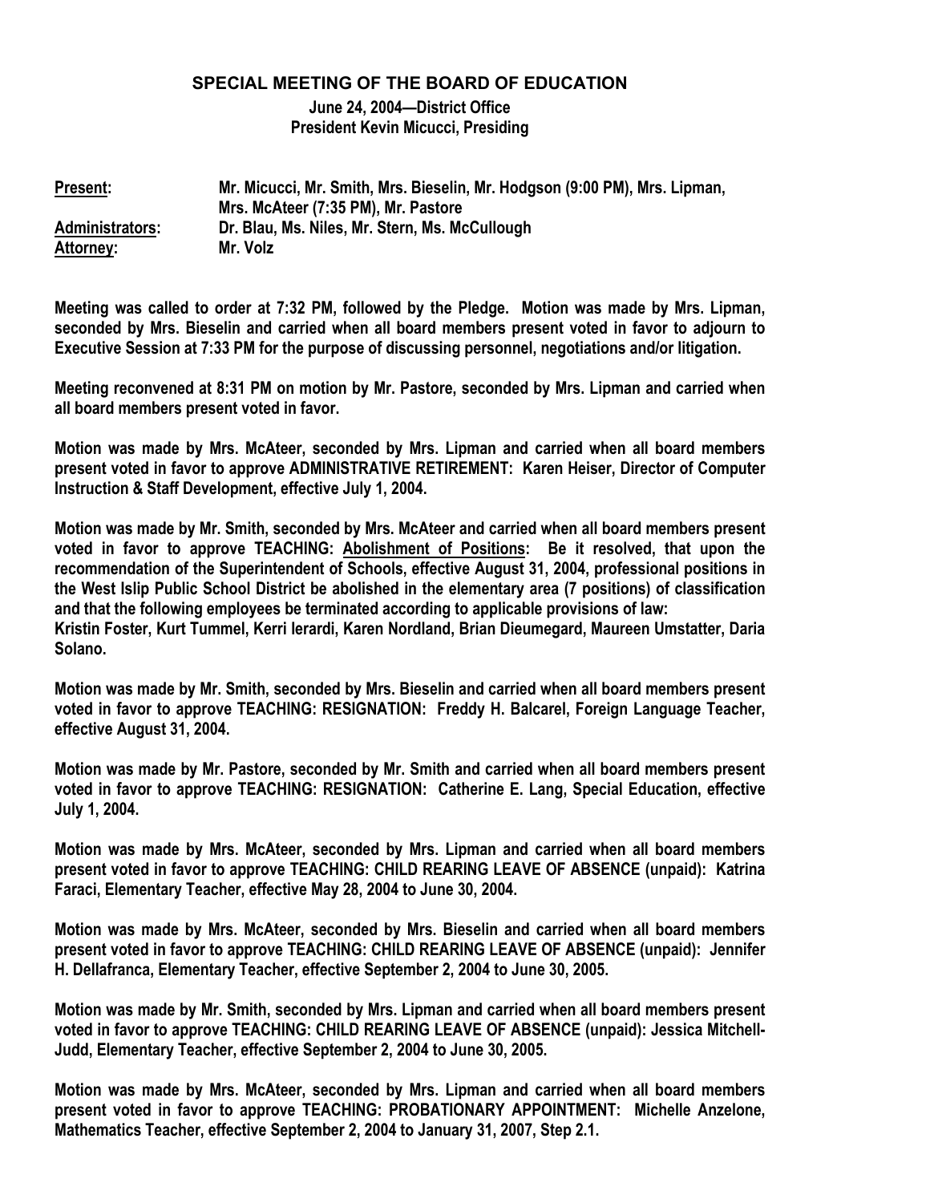# SPECIAL MEETING OF THE BOARD OF EDUCATION

**June 24, 2004—District Office**
**President Kevin Micucci, Presiding**

| | |
|---|---|
| **Present:** | **Mr. Micucci, Mr. Smith, Mrs. Bieselin, Mr. Hodgson (9:00 PM), Mrs. Lipman, Mrs. McAteer (7:35 PM), Mr. Pastore** |
| **Administrators:** | **Dr. Blau, Ms. Niles, Mr. Stern, Ms. McCullough** |
| **Attorney:** | **Mr. Volz** |

**Meeting was called to order at 7:32 PM, followed by the Pledge. Motion was made by Mrs. Lipman, seconded by Mrs. Bieselin and carried when all board members present voted in favor to adjourn to Executive Session at 7:33 PM for the purpose of discussing personnel, negotiations and/or litigation.**

**Meeting reconvened at 8:31 PM on motion by Mr. Pastore, seconded by Mrs. Lipman and carried when all board members present voted in favor.**

**Motion was made by Mrs. McAteer, seconded by Mrs. Lipman and carried when all board members present voted in favor to approve ADMINISTRATIVE RETIREMENT: Karen Heiser, Director of Computer Instruction & Staff Development, effective July 1, 2004.**

**Motion was made by Mr. Smith, seconded by Mrs. McAteer and carried when all board members present voted in favor to approve TEACHING: Abolishment of Positions: Be it resolved, that upon the recommendation of the Superintendent of Schools, effective August 31, 2004, professional positions in the West Islip Public School District be abolished in the elementary area (7 positions) of classification and that the following employees be terminated according to applicable provisions of law:**
**Kristin Foster, Kurt Tummel, Kerri Ierardi, Karen Nordland, Brian Dieumegard, Maureen Umstatter, Daria Solano.**

**Motion was made by Mr. Smith, seconded by Mrs. Bieselin and carried when all board members present voted in favor to approve TEACHING: RESIGNATION: Freddy H. Balcarel, Foreign Language Teacher, effective August 31, 2004.**

**Motion was made by Mr. Pastore, seconded by Mr. Smith and carried when all board members present voted in favor to approve TEACHING: RESIGNATION: Catherine E. Lang, Special Education, effective July 1, 2004.**

**Motion was made by Mrs. McAteer, seconded by Mrs. Lipman and carried when all board members present voted in favor to approve TEACHING: CHILD REARING LEAVE OF ABSENCE (unpaid): Katrina Faraci, Elementary Teacher, effective May 28, 2004 to June 30, 2004.**

**Motion was made by Mrs. McAteer, seconded by Mrs. Bieselin and carried when all board members present voted in favor to approve TEACHING: CHILD REARING LEAVE OF ABSENCE (unpaid): Jennifer H. Dellafranca, Elementary Teacher, effective September 2, 2004 to June 30, 2005.**

**Motion was made by Mr. Smith, seconded by Mrs. Lipman and carried when all board members present voted in favor to approve TEACHING: CHILD REARING LEAVE OF ABSENCE (unpaid): Jessica Mitchell-Judd, Elementary Teacher, effective September 2, 2004 to June 30, 2005.**

**Motion was made by Mrs. McAteer, seconded by Mrs. Lipman and carried when all board members present voted in favor to approve TEACHING: PROBATIONARY APPOINTMENT: Michelle Anzelone, Mathematics Teacher, effective September 2, 2004 to January 31, 2007, Step 2.1.**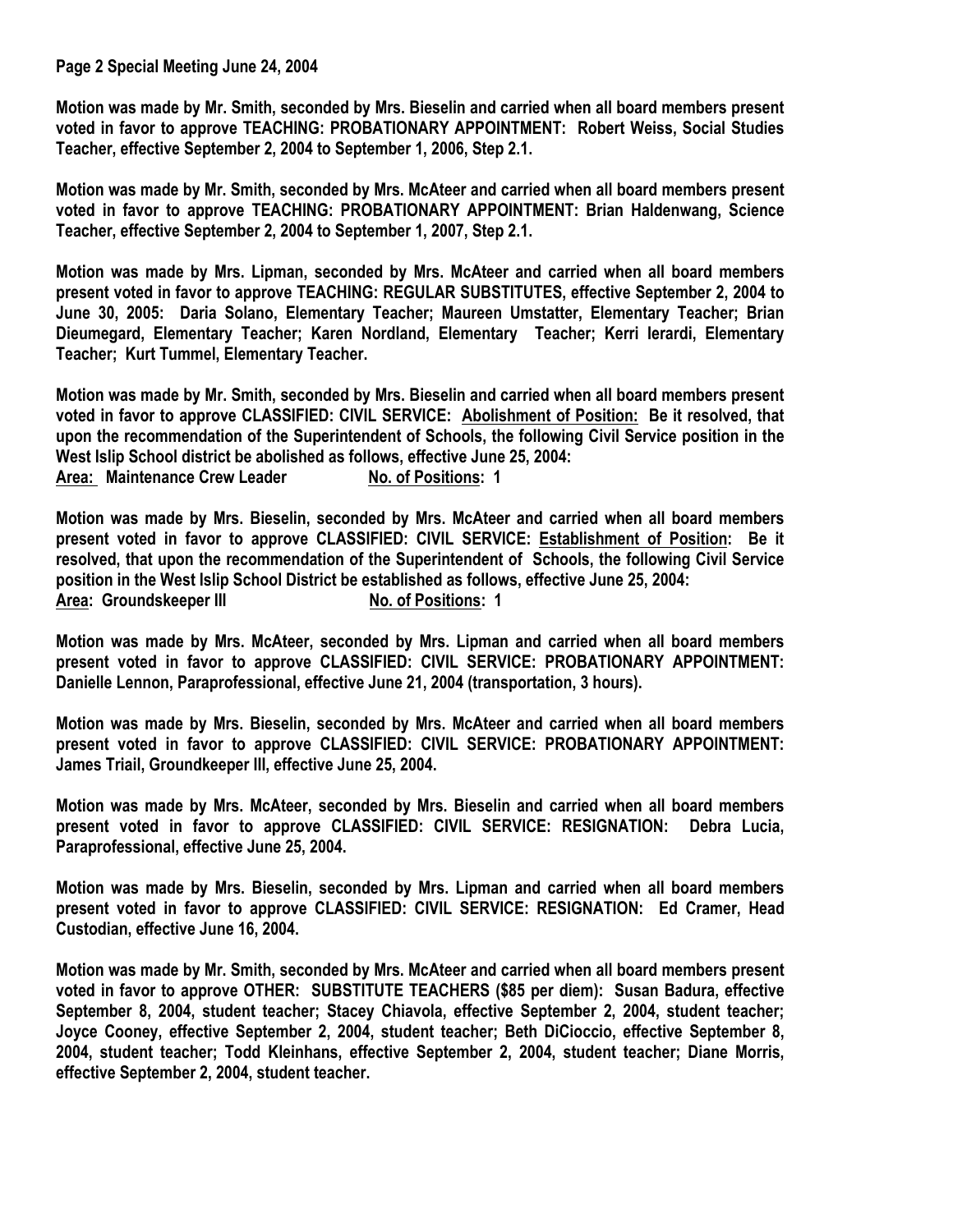**Page 2 Special Meeting June 24, 2004**

**Motion was made by Mr. Smith, seconded by Mrs. Bieselin and carried when all board members present voted in favor to approve TEACHING: PROBATIONARY APPOINTMENT: Robert Weiss, Social Studies Teacher, effective September 2, 2004 to September 1, 2006, Step 2.1.**

**Motion was made by Mr. Smith, seconded by Mrs. McAteer and carried when all board members present voted in favor to approve TEACHING: PROBATIONARY APPOINTMENT: Brian Haldenwang, Science Teacher, effective September 2, 2004 to September 1, 2007, Step 2.1.**

**Motion was made by Mrs. Lipman, seconded by Mrs. McAteer and carried when all board members present voted in favor to approve TEACHING: REGULAR SUBSTITUTES, effective September 2, 2004 to June 30, 2005: Daria Solano, Elementary Teacher; Maureen Umstatter, Elementary Teacher; Brian Dieumegard, Elementary Teacher; Karen Nordland, Elementary Teacher; Kerri Ierardi, Elementary Teacher; Kurt Tummel, Elementary Teacher.**

**Motion was made by Mr. Smith, seconded by Mrs. Bieselin and carried when all board members present voted in favor to approve CLASSIFIED: CIVIL SERVICE: <u>Abolishment of Position:</u> Be it resolved, that upon the recommendation of the Superintendent of Schools, the following Civil Service position in the West Islip School district be abolished as follows, effective June 25, 2004:**
**<u>Area:</u> Maintenance Crew Leader <u>No. of Positions</u>: 1**

**Motion was made by Mrs. Bieselin, seconded by Mrs. McAteer and carried when all board members present voted in favor to approve CLASSIFIED: CIVIL SERVICE: <u>Establishment of Position</u>: Be it resolved, that upon the recommendation of the Superintendent of Schools, the following Civil Service position in the West Islip School District be established as follows, effective June 25, 2004:**
**<u>Area</u>: Groundskeeper III <u>No. of Positions</u>: 1**

**Motion was made by Mrs. McAteer, seconded by Mrs. Lipman and carried when all board members present voted in favor to approve CLASSIFIED: CIVIL SERVICE: PROBATIONARY APPOINTMENT: Danielle Lennon, Paraprofessional, effective June 21, 2004 (transportation, 3 hours).**

**Motion was made by Mrs. Bieselin, seconded by Mrs. McAteer and carried when all board members present voted in favor to approve CLASSIFIED: CIVIL SERVICE: PROBATIONARY APPOINTMENT: James Triail, Groundkeeper III, effective June 25, 2004.**

**Motion was made by Mrs. McAteer, seconded by Mrs. Bieselin and carried when all board members present voted in favor to approve CLASSIFIED: CIVIL SERVICE: RESIGNATION: Debra Lucia, Paraprofessional, effective June 25, 2004.**

**Motion was made by Mrs. Bieselin, seconded by Mrs. Lipman and carried when all board members present voted in favor to approve CLASSIFIED: CIVIL SERVICE: RESIGNATION: Ed Cramer, Head Custodian, effective June 16, 2004.**

**Motion was made by Mr. Smith, seconded by Mrs. McAteer and carried when all board members present voted in favor to approve OTHER: SUBSTITUTE TEACHERS ($85 per diem): Susan Badura, effective September 8, 2004, student teacher; Stacey Chiavola, effective September 2, 2004, student teacher; Joyce Cooney, effective September 2, 2004, student teacher; Beth DiCioccio, effective September 8, 2004, student teacher; Todd Kleinhans, effective September 2, 2004, student teacher; Diane Morris, effective September 2, 2004, student teacher.**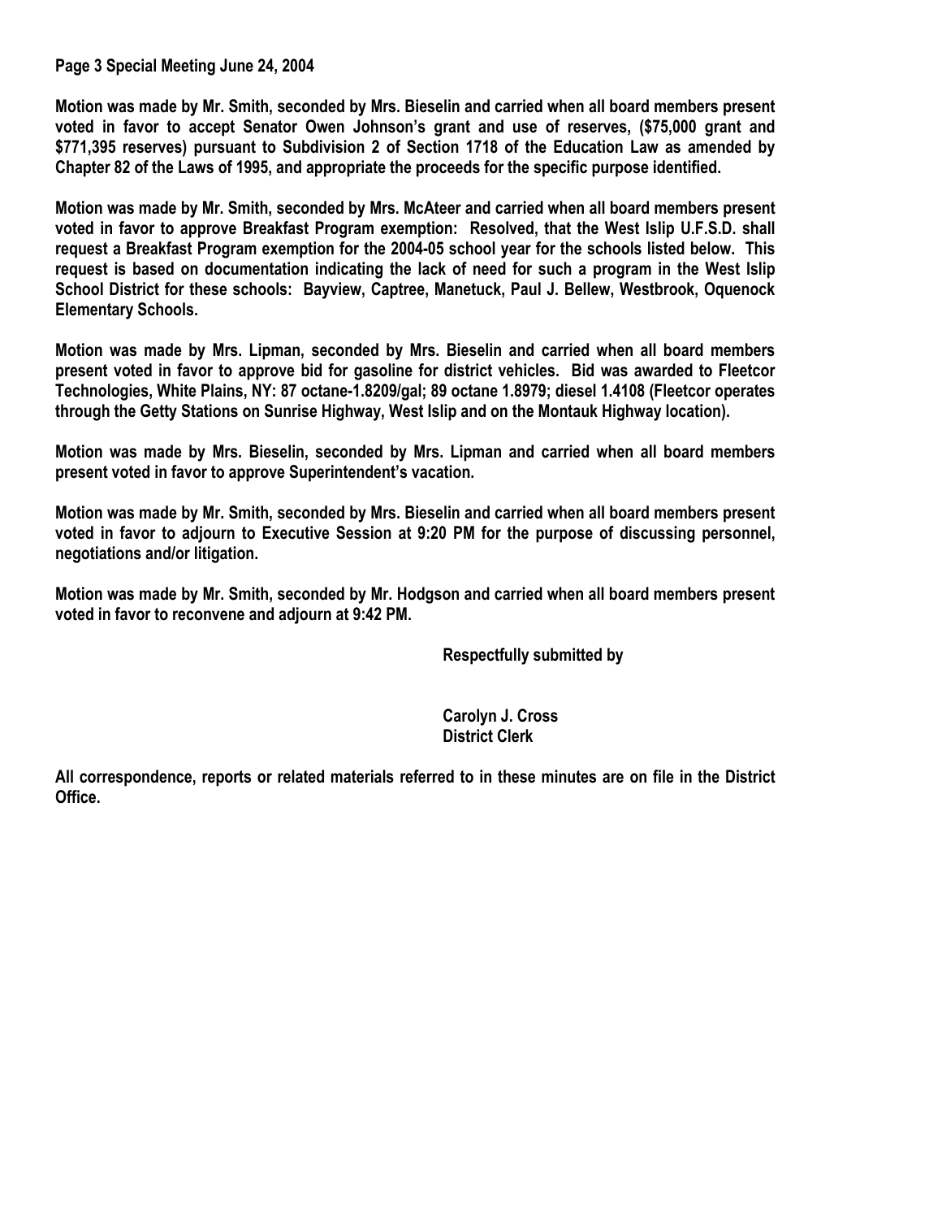**Page 3 Special Meeting June 24, 2004**

**Motion was made by Mr. Smith, seconded by Mrs. Bieselin and carried when all board members present voted in favor to accept Senator Owen Johnson's grant and use of reserves, ($75,000 grant and $771,395 reserves) pursuant to Subdivision 2 of Section 1718 of the Education Law as amended by Chapter 82 of the Laws of 1995, and appropriate the proceeds for the specific purpose identified.**

**Motion was made by Mr. Smith, seconded by Mrs. McAteer and carried when all board members present voted in favor to approve Breakfast Program exemption: Resolved, that the West Islip U.F.S.D. shall request a Breakfast Program exemption for the 2004-05 school year for the schools listed below. This request is based on documentation indicating the lack of need for such a program in the West Islip School District for these schools: Bayview, Captree, Manetuck, Paul J. Bellew, Westbrook, Oquenock Elementary Schools.**

**Motion was made by Mrs. Lipman, seconded by Mrs. Bieselin and carried when all board members present voted in favor to approve bid for gasoline for district vehicles. Bid was awarded to Fleetcor Technologies, White Plains, NY: 87 octane-1.8209/gal; 89 octane 1.8979; diesel 1.4108 (Fleetcor operates through the Getty Stations on Sunrise Highway, West Islip and on the Montauk Highway location).**

**Motion was made by Mrs. Bieselin, seconded by Mrs. Lipman and carried when all board members present voted in favor to approve Superintendent's vacation.**

**Motion was made by Mr. Smith, seconded by Mrs. Bieselin and carried when all board members present voted in favor to adjourn to Executive Session at 9:20 PM for the purpose of discussing personnel, negotiations and/or litigation.**

**Motion was made by Mr. Smith, seconded by Mr. Hodgson and carried when all board members present voted in favor to reconvene and adjourn at 9:42 PM.**

**Respectfully submitted by**

**Carolyn J. Cross**
**District Clerk**

**All correspondence, reports or related materials referred to in these minutes are on file in the District Office.**